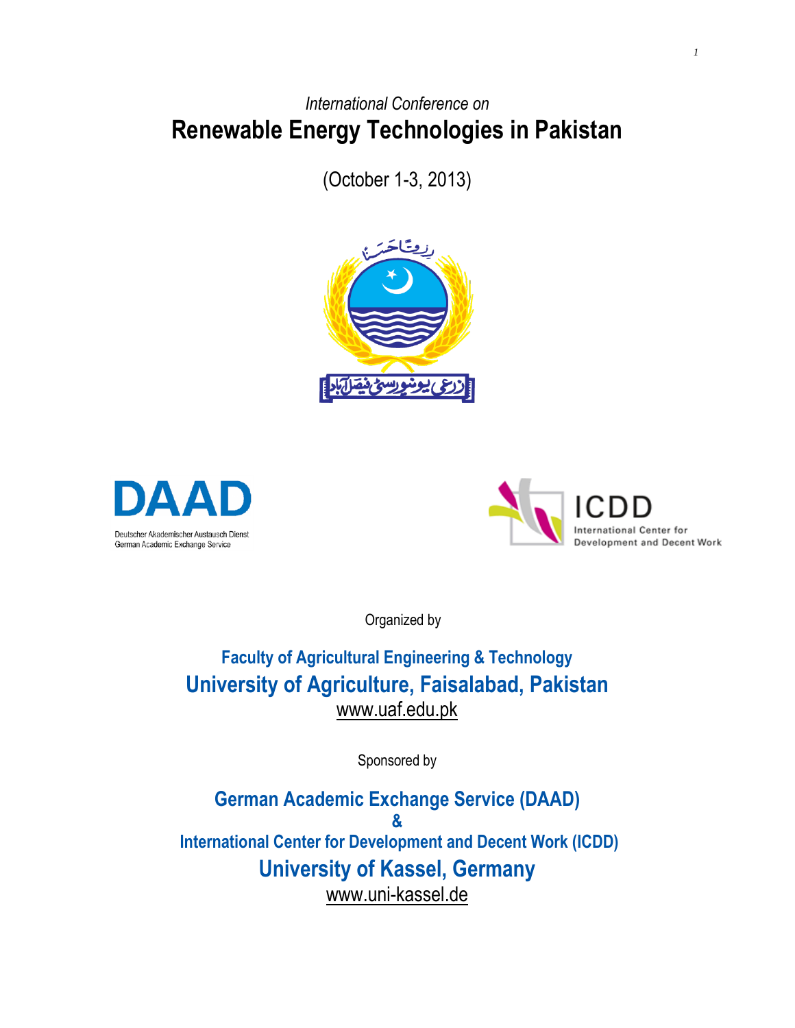*International Conference on*

# Renewable Energy Technologies in Pakistan

(October 1-3, 2013)

Organized by

**Faculty of Agricultural Engineering & Technology**

## University of Agriculture, Faisalabad, Pakistan

www.uaf.edu.pk

Sponsored by

**German Academic Exchange Service (DAAD)**

**&**

**International Center for Development and Decent Work (ICDD)**

## University of Kassel, Germany

www.uni-kassel.de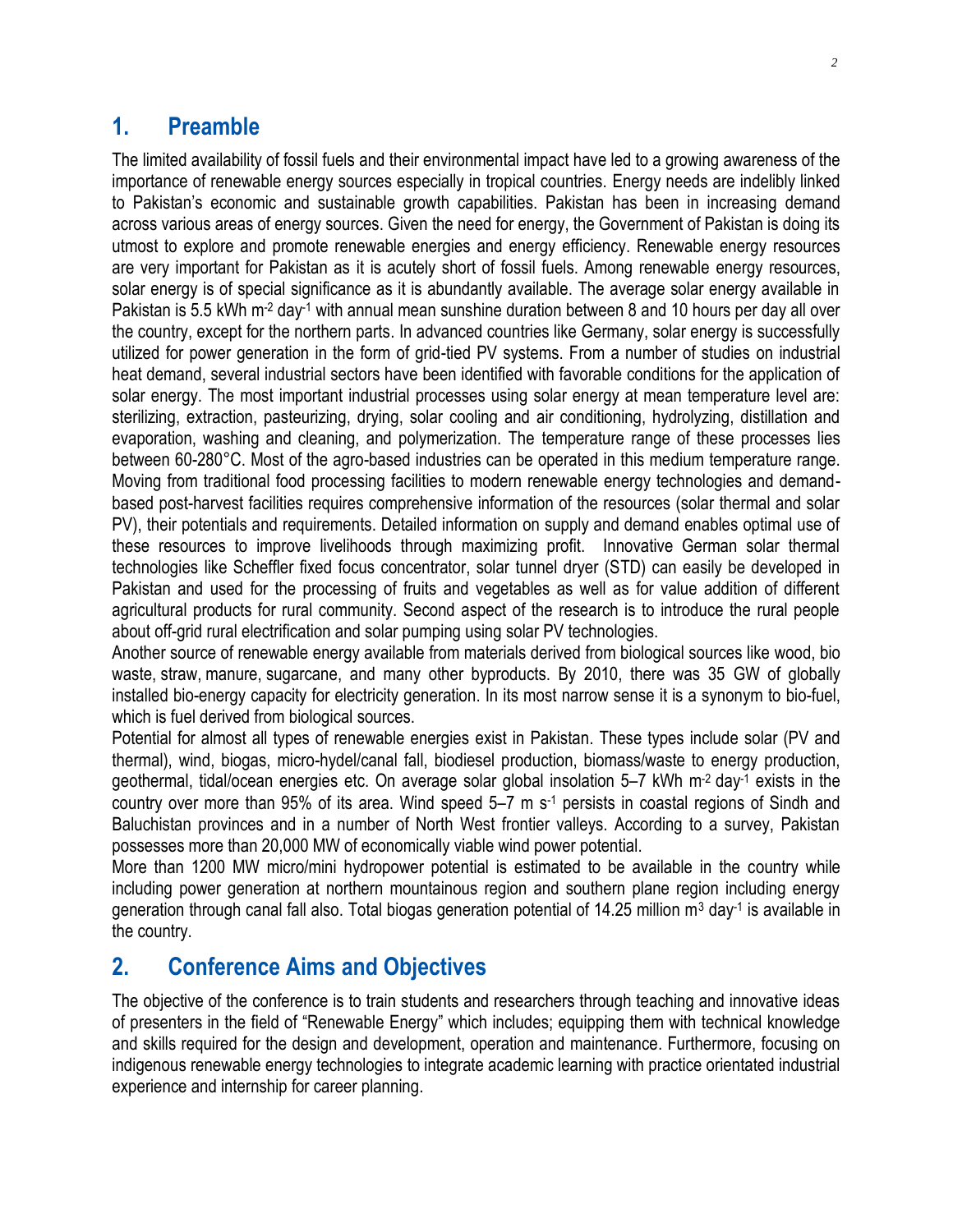## 1. Preamble

The limited availability of fossil fuels and their environmental impact have led to a growing awareness of the importance of renewable energy sources especially in tropical countries. Energy needs are indelibly linked to Pakistan's economic and sustainable growth capabilities. Pakistan has been in increasing demand across various areas of energy sources. Given the need for energy, the Government of Pakistan is doing its utmost to explore and promote renewable energies and energy efficiency. Renewable energy resources are very important for Pakistan as it is acutely short of fossil fuels. Among renewable energy resources, solar energy is of special significance as it is abundantly available. The average solar energy available in Pakistan is 5.5 kWh $m^{-2}$ $day^{-1}$ with annual mean sunshine duration between 8 and 10 hours per day all over the country, except for the northern parts. In advanced countries like Germany, solar energy is successfully utilized for power generation in the form of grid-tied PV systems. From a number of studies on industrial heat demand, several industrial sectors have been identified with favorable conditions for the application of solar energy. The most important industrial processes using solar energy at mean temperature level are: sterilizing, extraction, pasteurizing, drying, solar cooling and air conditioning, hydrolyzing, distillation and evaporation, washing and cleaning, and polymerization. The temperature range of these processes lies between 60-280°C. Most of the agro-based industries can be operated in this medium temperature range. Moving from traditional food processing facilities to modern renewable energy technologies and demand-based post-harvest facilities requires comprehensive information of the resources (solar thermal and solar PV), their potentials and requirements. Detailed information on supply and demand enables optimal use of these resources to improve livelihoods through maximizing profit. Innovative German solar thermal technologies like Scheffler fixed focus concentrator, solar tunnel dryer (STD) can easily be developed in Pakistan and used for the processing of fruits and vegetables as well as for value addition of different agricultural products for rural community. Second aspect of the research is to introduce the rural people about off-grid rural electrification and solar pumping using solar PV technologies.

Another source of renewable energy available from materials derived from biological sources like wood, bio waste, straw, manure, sugarcane, and many other byproducts. By 2010, there was 35 GW of globally installed bio-energy capacity for electricity generation. In its most narrow sense it is a synonym to bio-fuel, which is fuel derived from biological sources.

Potential for almost all types of renewable energies exist in Pakistan. These types include solar (PV and thermal), wind, biogas, micro-hydel/canal fall, biodiesel production, biomass/waste to energy production, geothermal, tidal/ocean energies etc. On average solar global insolation 5–7 kWh $m^{-2}$ $day^{-1}$ exists in the country over more than 95% of its area. Wind speed 5–7 m $s^{-1}$ persists in coastal regions of Sindh and Baluchistan provinces and in a number of North West frontier valleys. According to a survey, Pakistan possesses more than 20,000 MW of economically viable wind power potential.

More than 1200 MW micro/mini hydropower potential is estimated to be available in the country while including power generation at northern mountainous region and southern plane region including energy generation through canal fall also. Total biogas generation potential of 14.25 million $m^3$ $day^{-1}$ is available in the country.

## 2. Conference Aims and Objectives

The objective of the conference is to train students and researchers through teaching and innovative ideas of presenters in the field of "Renewable Energy" which includes; equipping them with technical knowledge and skills required for the design and development, operation and maintenance. Furthermore, focusing on indigenous renewable energy technologies to integrate academic learning with practice orientated industrial experience and internship for career planning.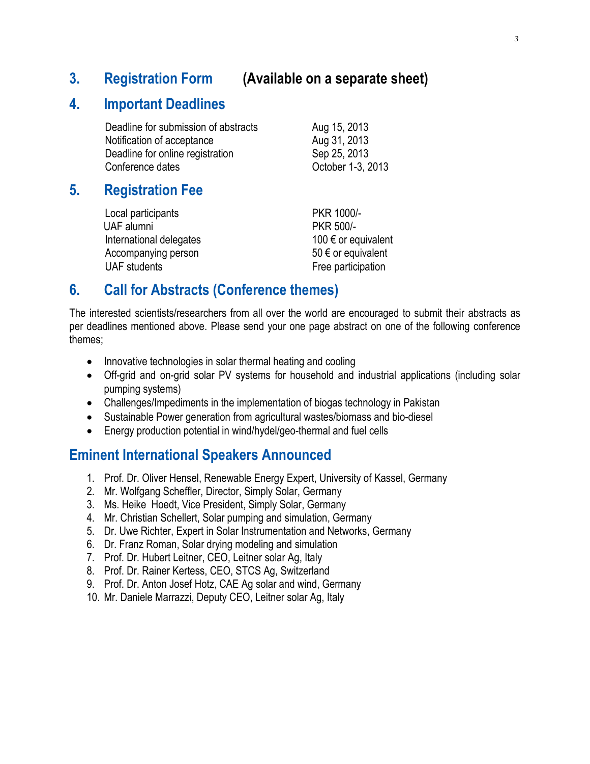## 3. Registration Form (Available on a separate sheet)

## 4. Important Deadlines

| | |
|---|---|
| Deadline for submission of abstracts | Aug 15, 2013 |
| Notification of acceptance | Aug 31, 2013 |
| Deadline for online registration | Sep 25, 2013 |
| Conference dates | October 1-3, 2013 |

## 5. Registration Fee

| | |
|---|---|
| Local participants | PKR 1000/- |
| UAF alumni | PKR 500/- |
| International delegates | 100 € or equivalent |
| Accompanying person | 50 € or equivalent |
| UAF students | Free participation |

## 6. Call for Abstracts (Conference themes)

The interested scientists/researchers from all over the world are encouraged to submit their abstracts as per deadlines mentioned above. Please send your one page abstract on one of the following conference themes;

- Innovative technologies in solar thermal heating and cooling
- Off-grid and on-grid solar PV systems for household and industrial applications (including solar pumping systems)
- Challenges/Impediments in the implementation of biogas technology in Pakistan
- Sustainable Power generation from agricultural wastes/biomass and bio-diesel
- Energy production potential in wind/hydel/geo-thermal and fuel cells

## Eminent International Speakers Announced

1. Prof. Dr. Oliver Hensel, Renewable Energy Expert, University of Kassel, Germany
2. Mr. Wolfgang Scheffler, Director, Simply Solar, Germany
3. Ms. Heike Hoedt, Vice President, Simply Solar, Germany
4. Mr. Christian Schellert, Solar pumping and simulation, Germany
5. Dr. Uwe Richter, Expert in Solar Instrumentation and Networks, Germany
6. Dr. Franz Roman, Solar drying modeling and simulation
7. Prof. Dr. Hubert Leitner, CEO, Leitner solar Ag, Italy
8. Prof. Dr. Rainer Kertess, CEO, STCS Ag, Switzerland
9. Prof. Dr. Anton Josef Hotz, CAE Ag solar and wind, Germany
10. Mr. Daniele Marrazzi, Deputy CEO, Leitner solar Ag, Italy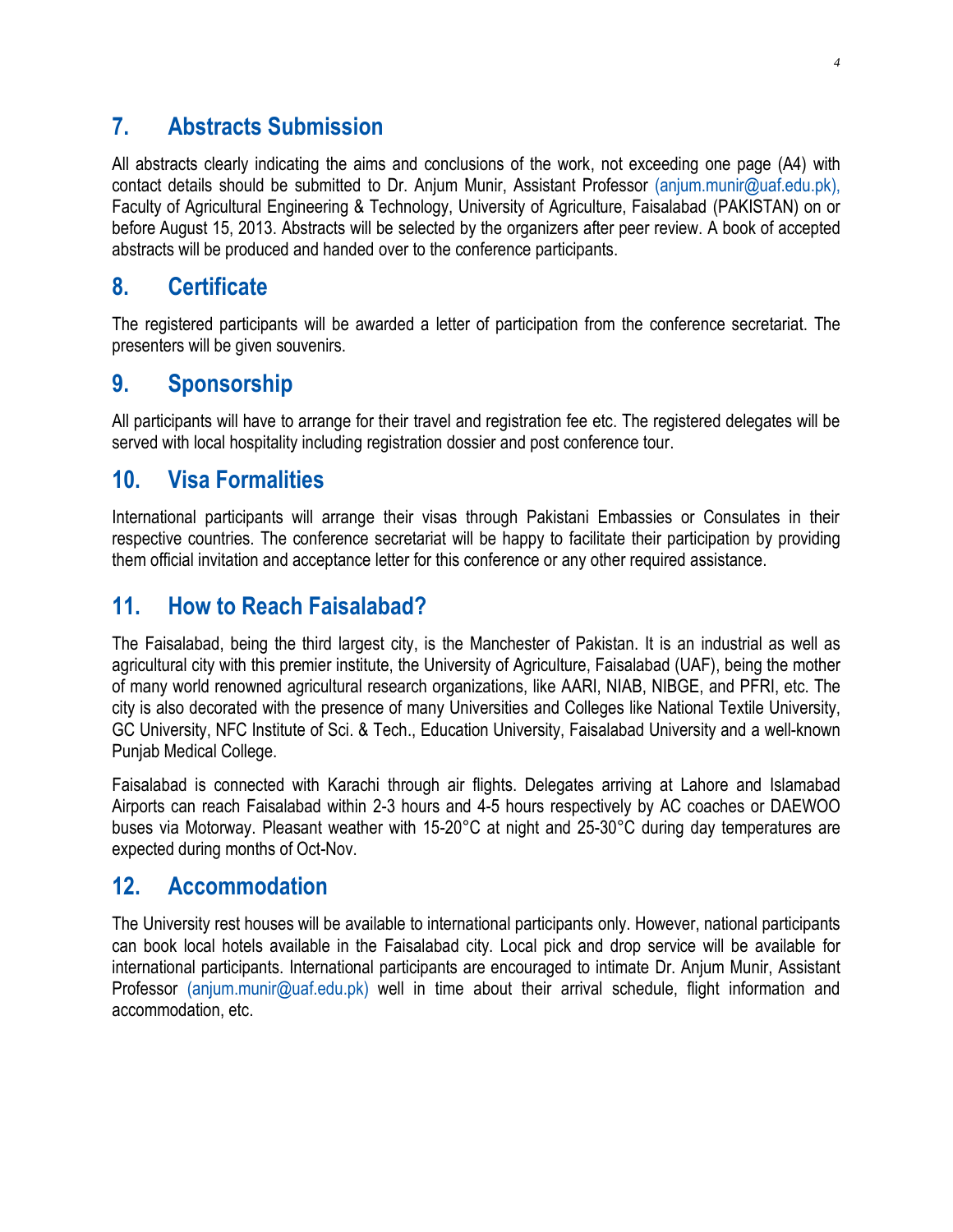## 7. Abstracts Submission

All abstracts clearly indicating the aims and conclusions of the work, not exceeding one page (A4) with contact details should be submitted to Dr. Anjum Munir, Assistant Professor (anjum.munir@uaf.edu.pk), Faculty of Agricultural Engineering & Technology, University of Agriculture, Faisalabad (PAKISTAN) on or before August 15, 2013. Abstracts will be selected by the organizers after peer review. A book of accepted abstracts will be produced and handed over to the conference participants.

## 8. Certificate

The registered participants will be awarded a letter of participation from the conference secretariat. The presenters will be given souvenirs.

## 9. Sponsorship

All participants will have to arrange for their travel and registration fee etc. The registered delegates will be served with local hospitality including registration dossier and post conference tour.

## 10. Visa Formalities

International participants will arrange their visas through Pakistani Embassies or Consulates in their respective countries. The conference secretariat will be happy to facilitate their participation by providing them official invitation and acceptance letter for this conference or any other required assistance.

## 11. How to Reach Faisalabad?

The Faisalabad, being the third largest city, is the Manchester of Pakistan. It is an industrial as well as agricultural city with this premier institute, the University of Agriculture, Faisalabad (UAF), being the mother of many world renowned agricultural research organizations, like AARI, NIAB, NIBGE, and PFRI, etc. The city is also decorated with the presence of many Universities and Colleges like National Textile University, GC University, NFC Institute of Sci. & Tech., Education University, Faisalabad University and a well-known Punjab Medical College.

Faisalabad is connected with Karachi through air flights. Delegates arriving at Lahore and Islamabad Airports can reach Faisalabad within 2-3 hours and 4-5 hours respectively by AC coaches or DAEWOO buses via Motorway. Pleasant weather with 15-20°C at night and 25-30°C during day temperatures are expected during months of Oct-Nov.

## 12. Accommodation

The University rest houses will be available to international participants only. However, national participants can book local hotels available in the Faisalabad city. Local pick and drop service will be available for international participants. International participants are encouraged to intimate Dr. Anjum Munir, Assistant Professor (anjum.munir@uaf.edu.pk) well in time about their arrival schedule, flight information and accommodation, etc.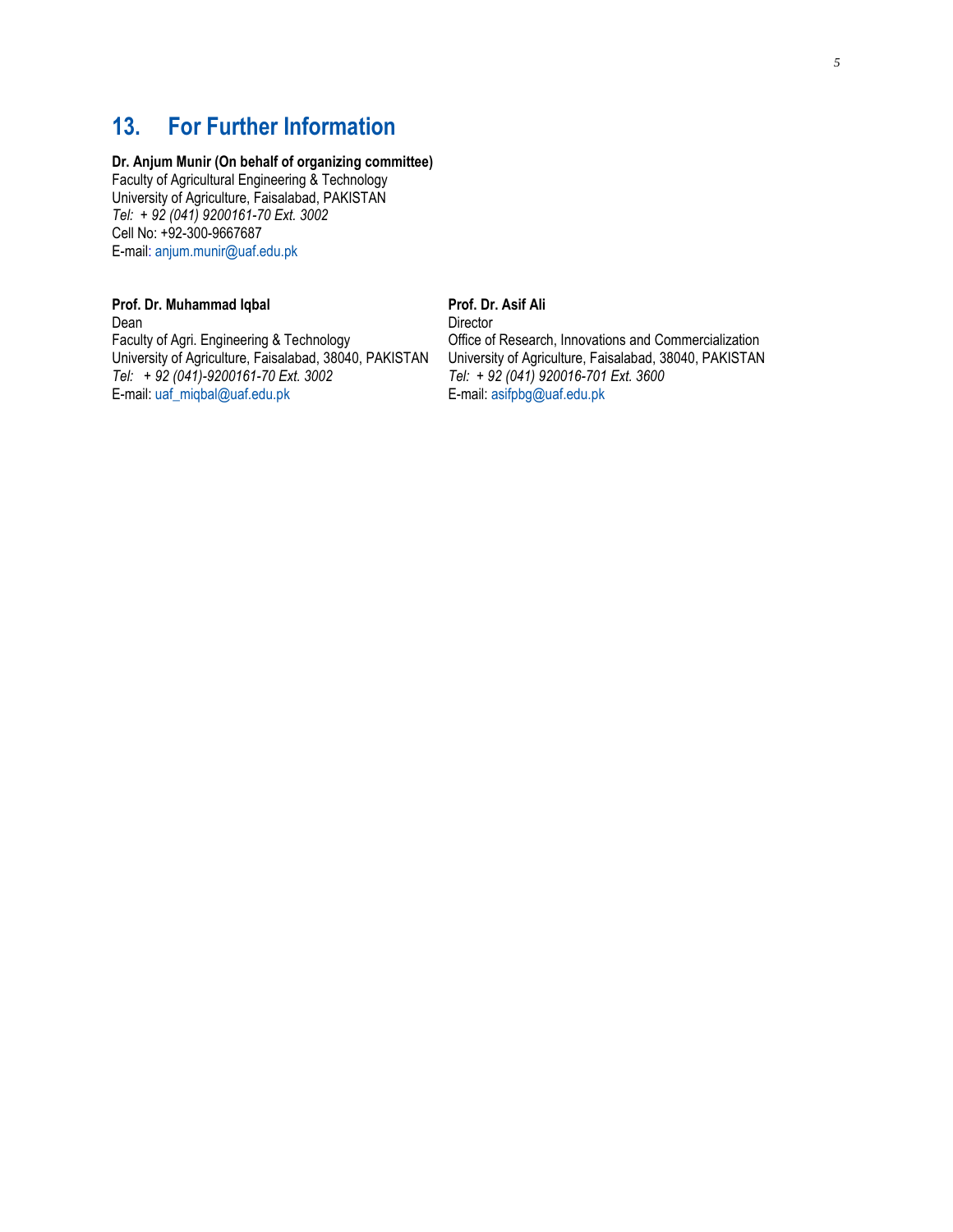## 13. For Further Information

**Dr. Anjum Munir (On behalf of organizing committee)**
Faculty of Agricultural Engineering & Technology
University of Agriculture, Faisalabad, PAKISTAN
*Tel: + 92 (041) 9200161-70 Ext. 3002*
Cell No: +92-300-9667687
E-mail: anjum.munir@uaf.edu.pk

**Prof. Dr. Muhammad Iqbal**
Dean
Faculty of Agri. Engineering & Technology
University of Agriculture, Faisalabad, 38040, PAKISTAN
*Tel: + 92 (041)-9200161-70 Ext. 3002*
E-mail: uaf_miqbal@uaf.edu.pk

**Prof. Dr. Asif Ali**
Director
Office of Research, Innovations and Commercialization
University of Agriculture, Faisalabad, 38040, PAKISTAN
*Tel: + 92 (041) 920016-701 Ext. 3600*
E-mail: asifpbg@uaf.edu.pk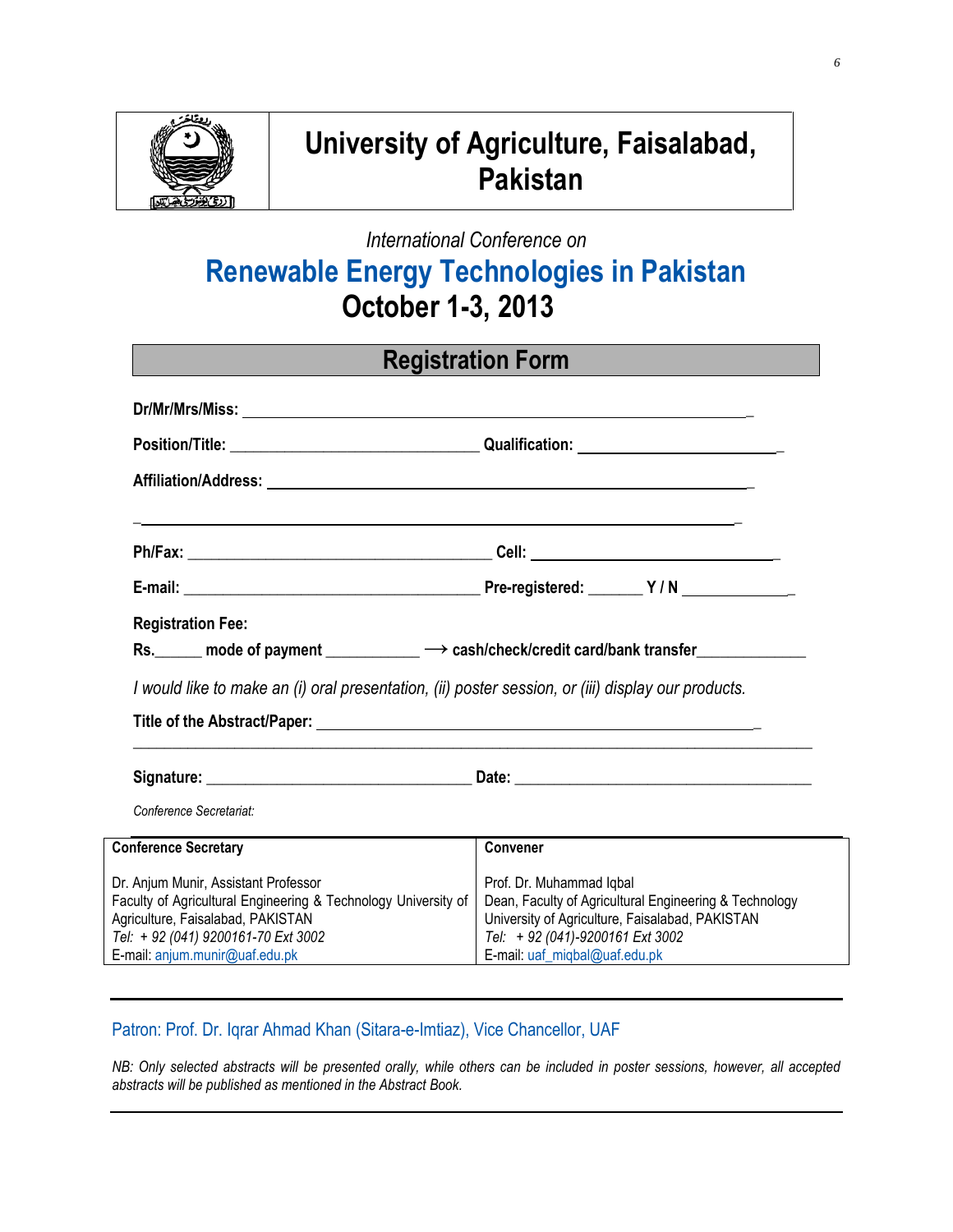# University of Agriculture, Faisalabad, Pakistan

*International Conference on*

## Renewable Energy Technologies in Pakistan

## October 1-3, 2013

### Registration Form

**Dr/Mr/Mrs/Miss:** ____________________________________________________________

**Position/Title:** ______________________________ **Qualification:** ________________________

**Affiliation/Address:** ____________________________________________________________

____________________________________________________________________________

**Ph/Fax:** ____________________________________ **Cell:** ______________________________

**E-mail:** ____________________________________ **Pre-registered:** _______ **Y / N** _____________

**Registration Fee:**

**Rs.______ mode of payment ___________ ⟶ cash/check/credit card/bank transfer_____________**

*I would like to make an (i) oral presentation, (ii) poster session, or (iii) display our products.*

**Title of the Abstract/Paper:** _____________________________________________________

____________________________________________________________________________

**Signature:** _________________________________ **Date:** ____________________________________

*Conference Secretariat:*

| Conference Secretary | Convener |
|---|---|
| Dr. Anjum Munir, Assistant Professor<br>Faculty of Agricultural Engineering & Technology University of Agriculture, Faisalabad, PAKISTAN<br>*Tel: + 92 (041) 9200161-70 Ext 3002*<br>E-mail: anjum.munir@uaf.edu.pk | Prof. Dr. Muhammad Iqbal<br>Dean, Faculty of Agricultural Engineering & Technology<br>University of Agriculture, Faisalabad, PAKISTAN<br>*Tel: + 92 (041)-9200161 Ext 3002*<br>E-mail: uaf_miqbal@uaf.edu.pk |

Patron: Prof. Dr. Iqrar Ahmad Khan (Sitara-e-Imtiaz), Vice Chancellor, UAF

*NB: Only selected abstracts will be presented orally, while others can be included in poster sessions, however, all accepted abstracts will be published as mentioned in the Abstract Book.*